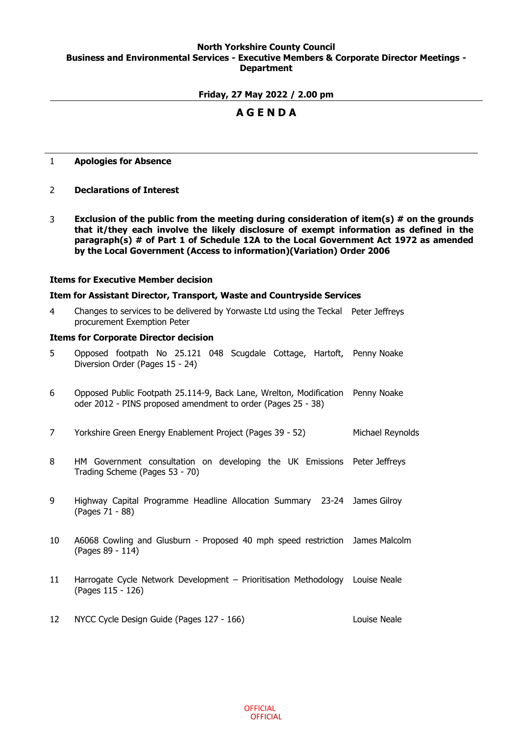**North Yorkshire County Council**
**Business and Environmental Services - Executive Members & Corporate Director Meetings - Department**

**Friday, 27 May 2022 / 2.00 pm**

# A G E N D A

1 **Apologies for Absence**

2 **Declarations of Interest**

3 **Exclusion of the public from the meeting during consideration of item(s) # on the grounds that it/they each involve the likely disclosure of exempt information as defined in the paragraph(s) # of Part 1 of Schedule 12A to the Local Government Act 1972 as amended by the Local Government (Access to information)(Variation) Order 2006**

**Items for Executive Member decision**

**Item for Assistant Director, Transport, Waste and Countryside Services**

| | | |
|---|---|---|
| 4 | Changes to services to be delivered by Yorwaste Ltd using the Teckal procurement Exemption Peter | Peter Jeffreys |

**Items for Corporate Director decision**

| | | |
|---|---|---|
| 5 | Opposed footpath No 25.121 048 Scugdale Cottage, Hartoft, Diversion Order (Pages 15 - 24) | Penny Noake |
| 6 | Opposed Public Footpath 25.114-9, Back Lane, Wrelton, Modification oder 2012 - PINS proposed amendment to order (Pages 25 - 38) | Penny Noake |
| 7 | Yorkshire Green Energy Enablement Project (Pages 39 - 52) | Michael Reynolds |
| 8 | HM Government consultation on developing the UK Emissions Trading Scheme (Pages 53 - 70) | Peter Jeffreys |
| 9 | Highway Capital Programme Headline Allocation Summary 23-24 (Pages 71 - 88) | James Gilroy |
| 10 | A6068 Cowling and Glusburn - Proposed 40 mph speed restriction (Pages 89 - 114) | James Malcolm |
| 11 | Harrogate Cycle Network Development – Prioritisation Methodology (Pages 115 - 126) | Louise Neale |
| 12 | NYCC Cycle Design Guide (Pages 127 - 166) | Louise Neale |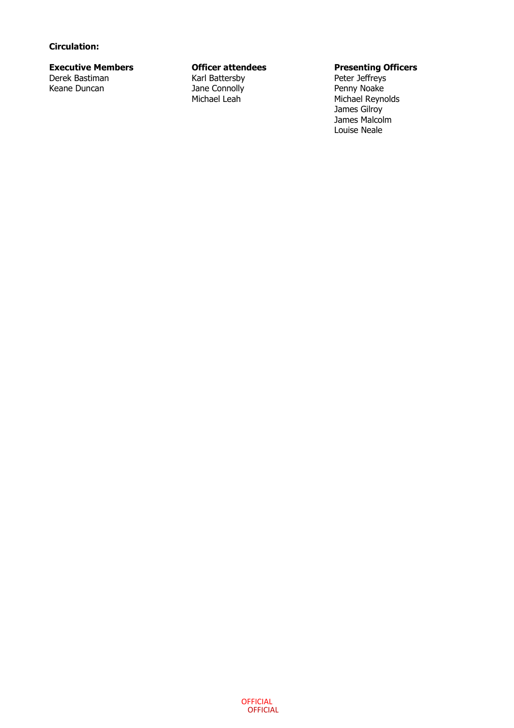**Circulation:**

**Executive Members**
Derek Bastiman
Keane Duncan

**Officer attendees**
Karl Battersby
Jane Connolly
Michael Leah

**Presenting Officers**
Peter Jeffreys
Penny Noake
Michael Reynolds
James Gilroy
James Malcolm
Louise Neale